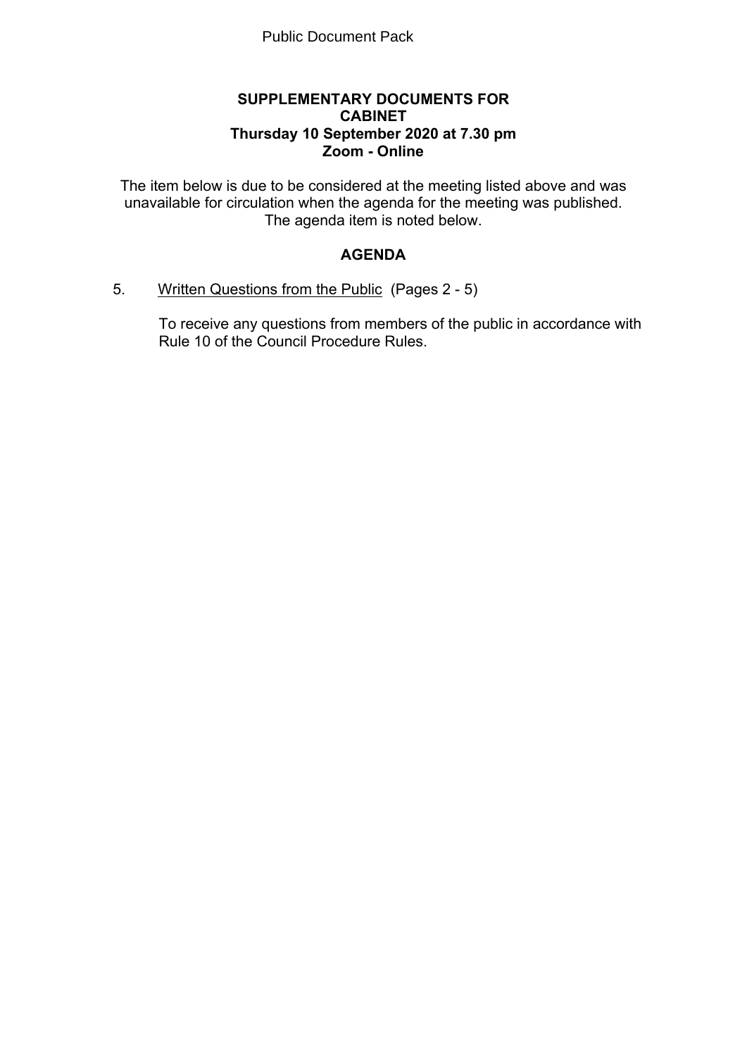Public Document Pack

**SUPPLEMENTARY DOCUMENTS FOR**
**CABINET**
**Thursday 10 September 2020 at 7.30 pm**
**Zoom - Online**

The item below is due to be considered at the meeting listed above and was unavailable for circulation when the agenda for the meeting was published. The agenda item is noted below.

## AGENDA

5. Written Questions from the Public (Pages 2 - 5)

   To receive any questions from members of the public in accordance with Rule 10 of the Council Procedure Rules.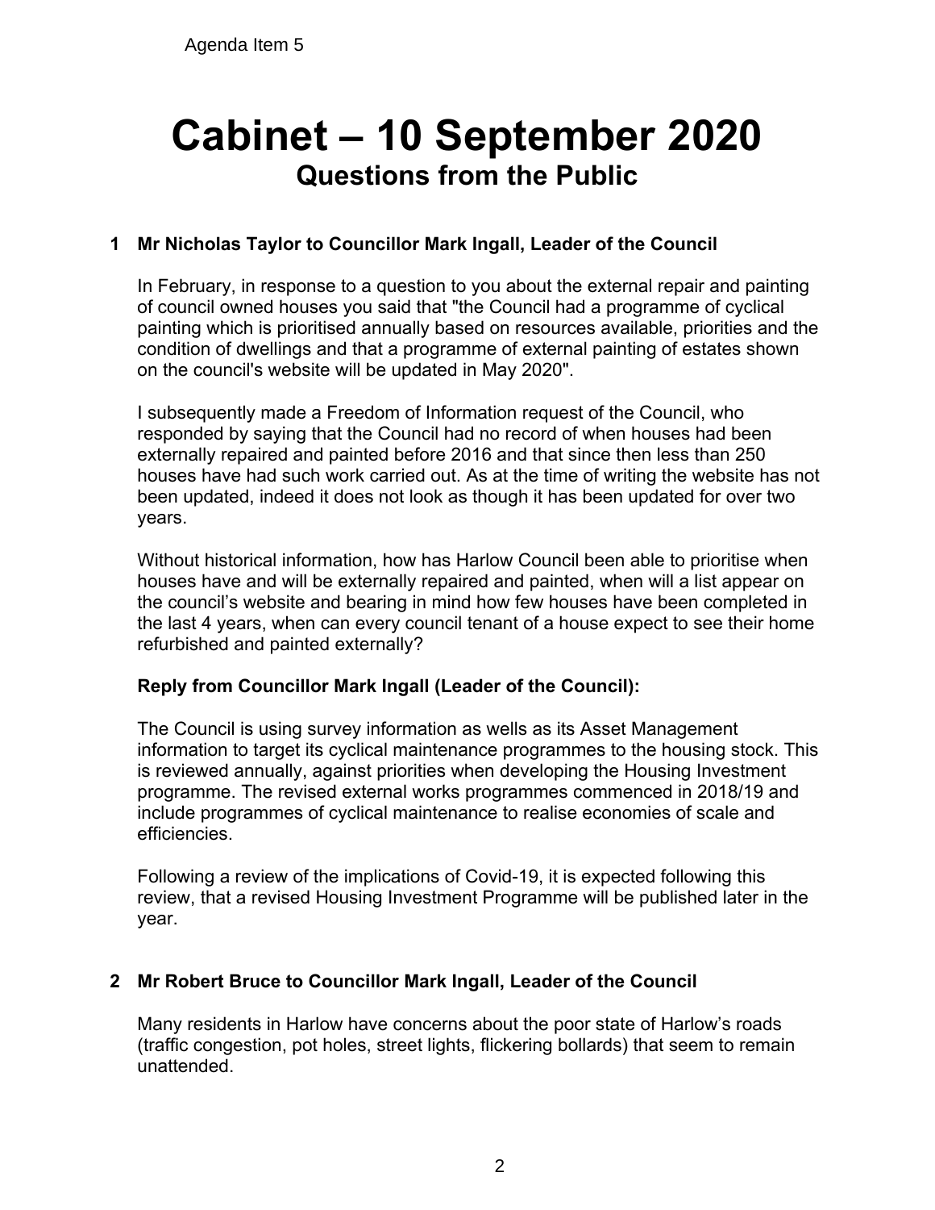Agenda Item 5

# Cabinet – 10 September 2020

## Questions from the Public

### 1 Mr Nicholas Taylor to Councillor Mark Ingall, Leader of the Council

In February, in response to a question to you about the external repair and painting of council owned houses you said that "the Council had a programme of cyclical painting which is prioritised annually based on resources available, priorities and the condition of dwellings and that a programme of external painting of estates shown on the council's website will be updated in May 2020".

I subsequently made a Freedom of Information request of the Council, who responded by saying that the Council had no record of when houses had been externally repaired and painted before 2016 and that since then less than 250 houses have had such work carried out. As at the time of writing the website has not been updated, indeed it does not look as though it has been updated for over two years.

Without historical information, how has Harlow Council been able to prioritise when houses have and will be externally repaired and painted, when will a list appear on the council's website and bearing in mind how few houses have been completed in the last 4 years, when can every council tenant of a house expect to see their home refurbished and painted externally?

**Reply from Councillor Mark Ingall (Leader of the Council):**

The Council is using survey information as wells as its Asset Management information to target its cyclical maintenance programmes to the housing stock. This is reviewed annually, against priorities when developing the Housing Investment programme. The revised external works programmes commenced in 2018/19 and include programmes of cyclical maintenance to realise economies of scale and efficiencies.

Following a review of the implications of Covid-19, it is expected following this review, that a revised Housing Investment Programme will be published later in the year.

### 2 Mr Robert Bruce to Councillor Mark Ingall, Leader of the Council

Many residents in Harlow have concerns about the poor state of Harlow's roads (traffic congestion, pot holes, street lights, flickering bollards) that seem to remain unattended.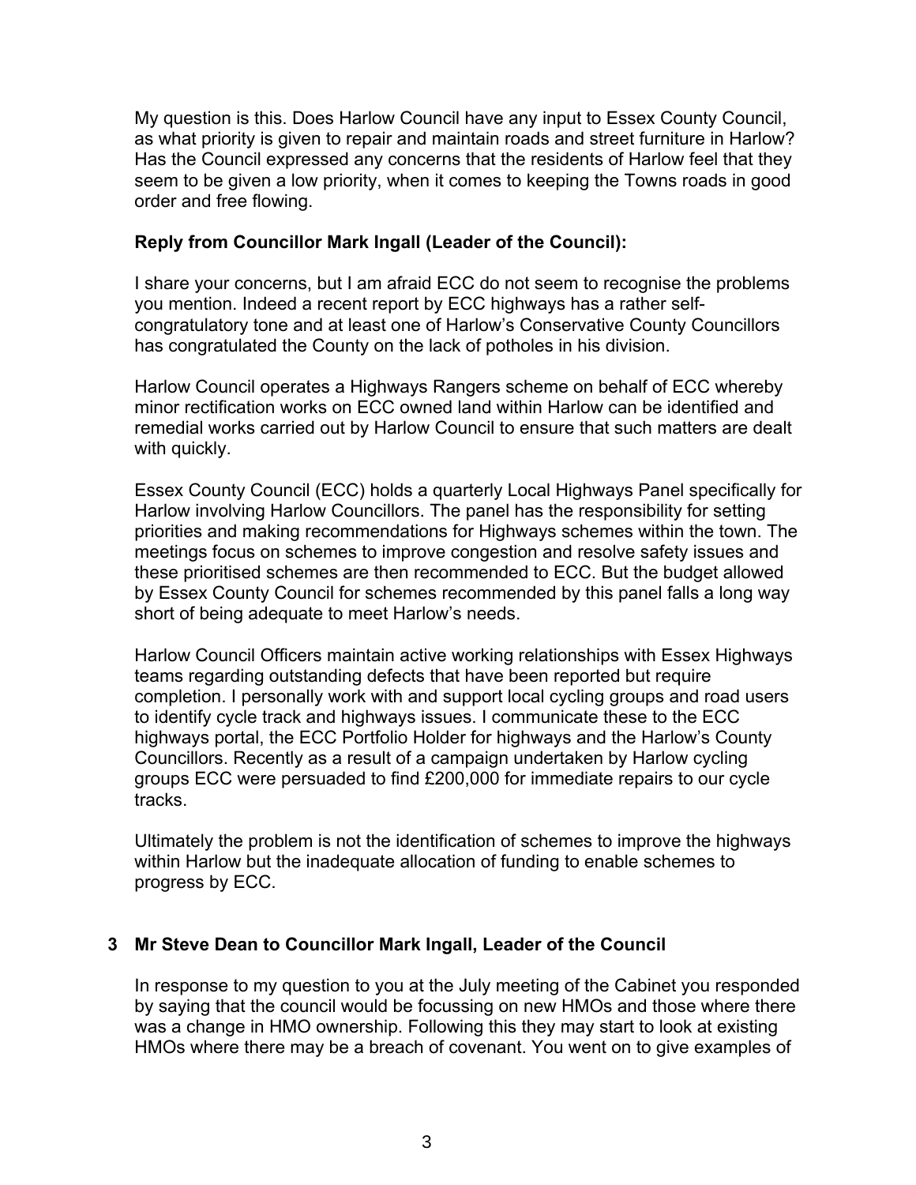My question is this. Does Harlow Council have any input to Essex County Council, as what priority is given to repair and maintain roads and street furniture in Harlow? Has the Council expressed any concerns that the residents of Harlow feel that they seem to be given a low priority, when it comes to keeping the Towns roads in good order and free flowing.

**Reply from Councillor Mark Ingall (Leader of the Council):**

I share your concerns, but I am afraid ECC do not seem to recognise the problems you mention. Indeed a recent report by ECC highways has a rather self-congratulatory tone and at least one of Harlow's Conservative County Councillors has congratulated the County on the lack of potholes in his division.

Harlow Council operates a Highways Rangers scheme on behalf of ECC whereby minor rectification works on ECC owned land within Harlow can be identified and remedial works carried out by Harlow Council to ensure that such matters are dealt with quickly.

Essex County Council (ECC) holds a quarterly Local Highways Panel specifically for Harlow involving Harlow Councillors. The panel has the responsibility for setting priorities and making recommendations for Highways schemes within the town. The meetings focus on schemes to improve congestion and resolve safety issues and these prioritised schemes are then recommended to ECC. But the budget allowed by Essex County Council for schemes recommended by this panel falls a long way short of being adequate to meet Harlow's needs.

Harlow Council Officers maintain active working relationships with Essex Highways teams regarding outstanding defects that have been reported but require completion. I personally work with and support local cycling groups and road users to identify cycle track and highways issues. I communicate these to the ECC highways portal, the ECC Portfolio Holder for highways and the Harlow's County Councillors. Recently as a result of a campaign undertaken by Harlow cycling groups ECC were persuaded to find £200,000 for immediate repairs to our cycle tracks.

Ultimately the problem is not the identification of schemes to improve the highways within Harlow but the inadequate allocation of funding to enable schemes to progress by ECC.

## 3 Mr Steve Dean to Councillor Mark Ingall, Leader of the Council

In response to my question to you at the July meeting of the Cabinet you responded by saying that the council would be focussing on new HMOs and those where there was a change in HMO ownership. Following this they may start to look at existing HMOs where there may be a breach of covenant. You went on to give examples of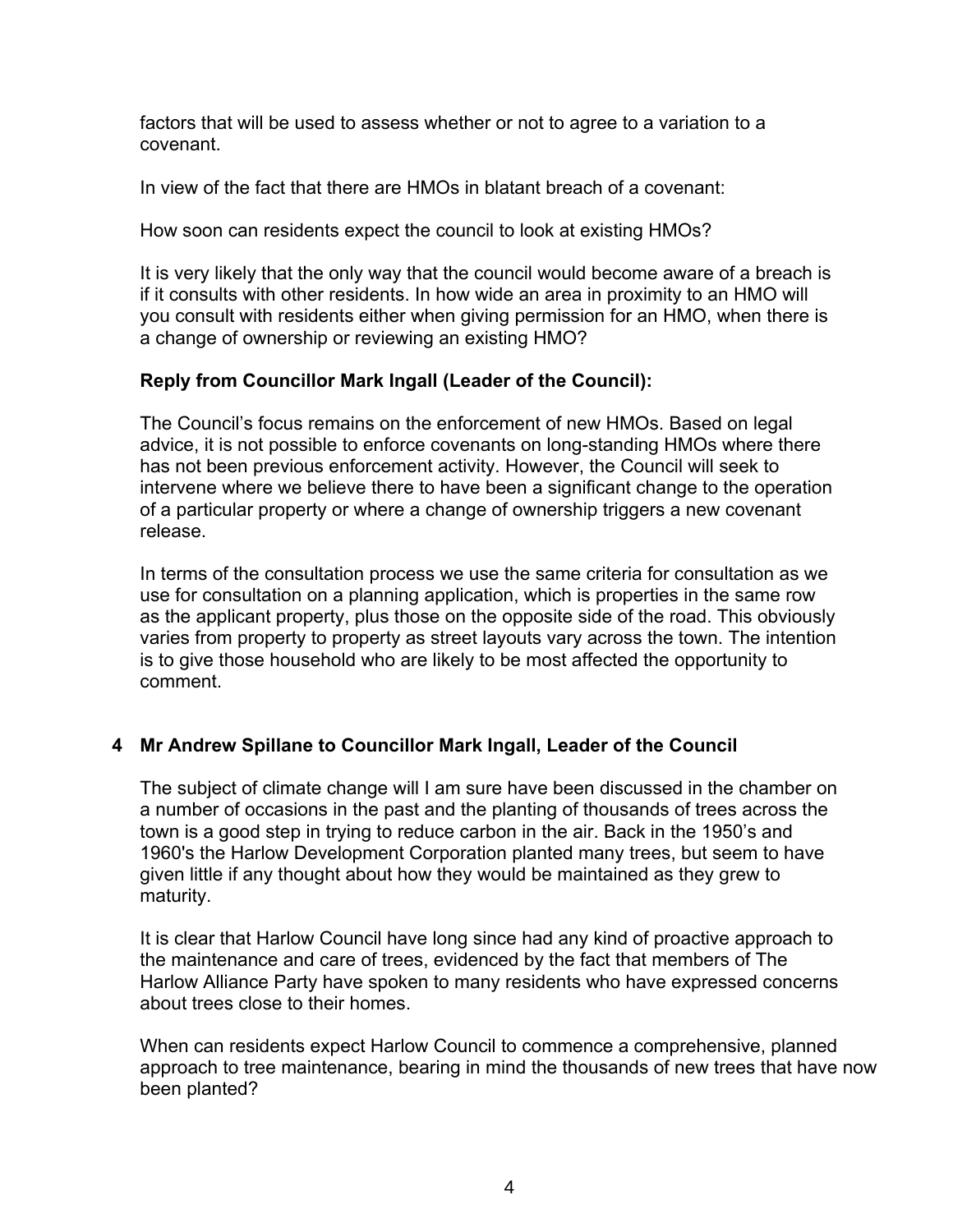factors that will be used to assess whether or not to agree to a variation to a covenant.

In view of the fact that there are HMOs in blatant breach of a covenant:

How soon can residents expect the council to look at existing HMOs?

It is very likely that the only way that the council would become aware of a breach is if it consults with other residents. In how wide an area in proximity to an HMO will you consult with residents either when giving permission for an HMO, when there is a change of ownership or reviewing an existing HMO?

**Reply from Councillor Mark Ingall (Leader of the Council):**

The Council's focus remains on the enforcement of new HMOs. Based on legal advice, it is not possible to enforce covenants on long-standing HMOs where there has not been previous enforcement activity. However, the Council will seek to intervene where we believe there to have been a significant change to the operation of a particular property or where a change of ownership triggers a new covenant release.

In terms of the consultation process we use the same criteria for consultation as we use for consultation on a planning application, which is properties in the same row as the applicant property, plus those on the opposite side of the road. This obviously varies from property to property as street layouts vary across the town. The intention is to give those household who are likely to be most affected the opportunity to comment.

## 4 Mr Andrew Spillane to Councillor Mark Ingall, Leader of the Council

The subject of climate change will I am sure have been discussed in the chamber on a number of occasions in the past and the planting of thousands of trees across the town is a good step in trying to reduce carbon in the air. Back in the 1950's and 1960's the Harlow Development Corporation planted many trees, but seem to have given little if any thought about how they would be maintained as they grew to maturity.

It is clear that Harlow Council have long since had any kind of proactive approach to the maintenance and care of trees, evidenced by the fact that members of The Harlow Alliance Party have spoken to many residents who have expressed concerns about trees close to their homes.

When can residents expect Harlow Council to commence a comprehensive, planned approach to tree maintenance, bearing in mind the thousands of new trees that have now been planted?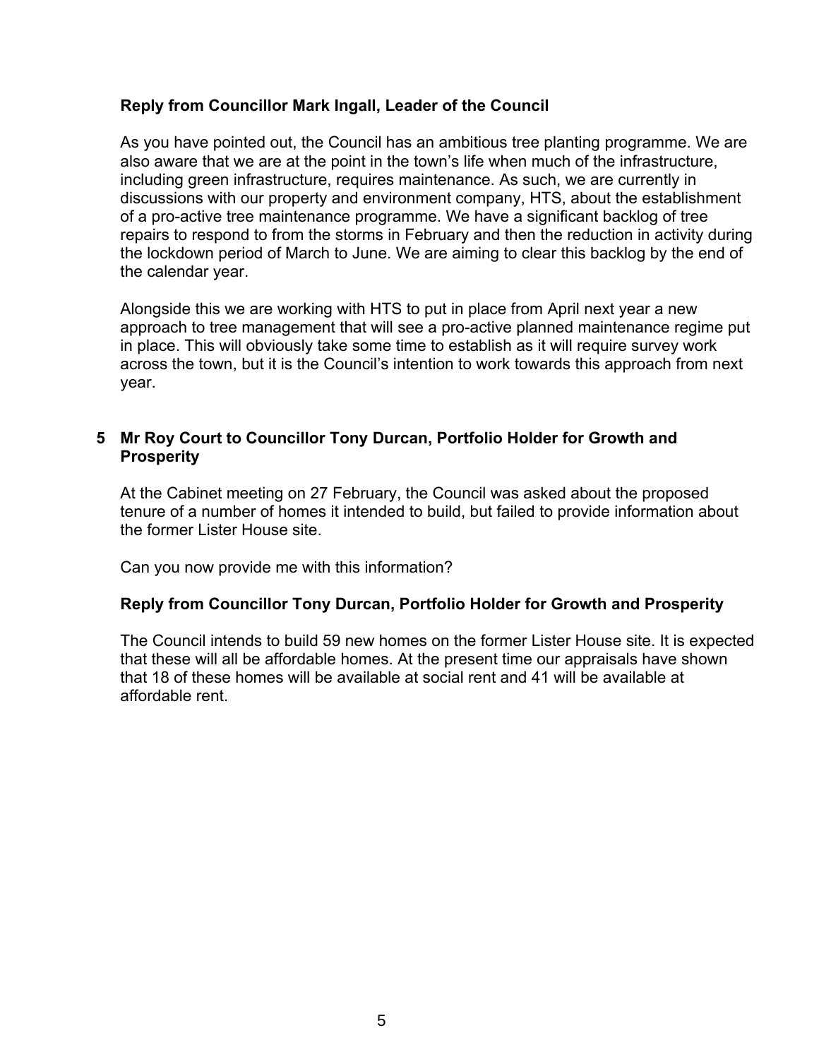**Reply from Councillor Mark Ingall, Leader of the Council**

As you have pointed out, the Council has an ambitious tree planting programme. We are also aware that we are at the point in the town's life when much of the infrastructure, including green infrastructure, requires maintenance. As such, we are currently in discussions with our property and environment company, HTS, about the establishment of a pro-active tree maintenance programme. We have a significant backlog of tree repairs to respond to from the storms in February and then the reduction in activity during the lockdown period of March to June. We are aiming to clear this backlog by the end of the calendar year.

Alongside this we are working with HTS to put in place from April next year a new approach to tree management that will see a pro-active planned maintenance regime put in place. This will obviously take some time to establish as it will require survey work across the town, but it is the Council's intention to work towards this approach from next year.

**5 Mr Roy Court to Councillor Tony Durcan, Portfolio Holder for Growth and Prosperity**

At the Cabinet meeting on 27 February, the Council was asked about the proposed tenure of a number of homes it intended to build, but failed to provide information about the former Lister House site.

Can you now provide me with this information?

**Reply from Councillor Tony Durcan, Portfolio Holder for Growth and Prosperity**

The Council intends to build 59 new homes on the former Lister House site. It is expected that these will all be affordable homes. At the present time our appraisals have shown that 18 of these homes will be available at social rent and 41 will be available at affordable rent.